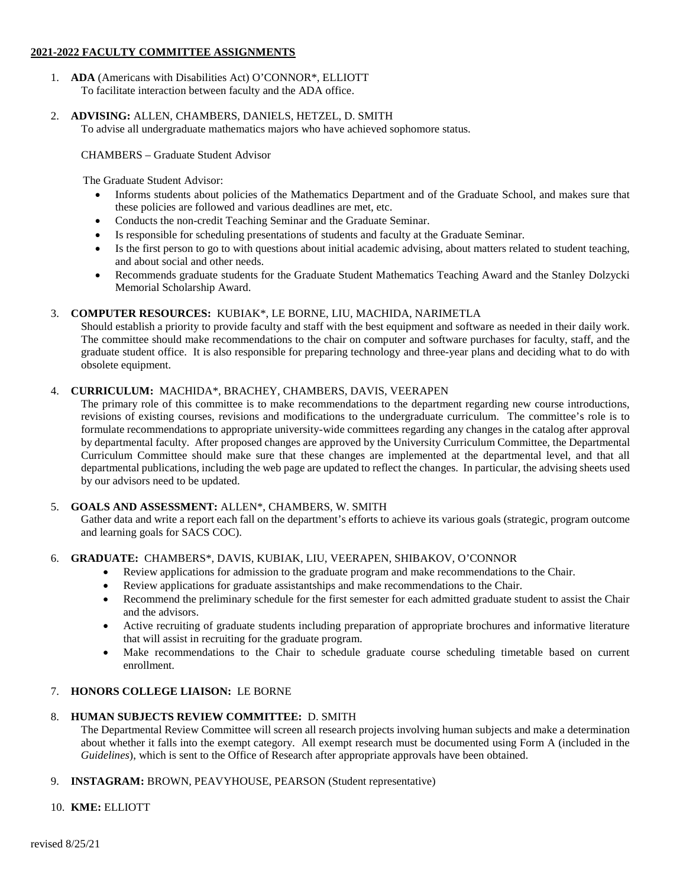**2021-2022 FACULTY COMMITTEE ASSIGNMENTS**

1. **ADA** (Americans with Disabilities Act) O'CONNOR*, ELLIOTT
   To facilitate interaction between faculty and the ADA office.

2. **ADVISING:** ALLEN, CHAMBERS, DANIELS, HETZEL, D. SMITH
   To advise all undergraduate mathematics majors who have achieved sophomore status.

   CHAMBERS – Graduate Student Advisor

   The Graduate Student Advisor:
   - Informs students about policies of the Mathematics Department and of the Graduate School, and makes sure that these policies are followed and various deadlines are met, etc.
   - Conducts the non-credit Teaching Seminar and the Graduate Seminar.
   - Is responsible for scheduling presentations of students and faculty at the Graduate Seminar.
   - Is the first person to go to with questions about initial academic advising, about matters related to student teaching, and about social and other needs.
   - Recommends graduate students for the Graduate Student Mathematics Teaching Award and the Stanley Dolzycki Memorial Scholarship Award.

3. **COMPUTER RESOURCES:** KUBIAK*, LE BORNE, LIU, MACHIDA, NARIMETLA
   Should establish a priority to provide faculty and staff with the best equipment and software as needed in their daily work. The committee should make recommendations to the chair on computer and software purchases for faculty, staff, and the graduate student office. It is also responsible for preparing technology and three-year plans and deciding what to do with obsolete equipment.

4. **CURRICULUM:** MACHIDA*, BRACHEY, CHAMBERS, DAVIS, VEERAPEN
   The primary role of this committee is to make recommendations to the department regarding new course introductions, revisions of existing courses, revisions and modifications to the undergraduate curriculum. The committee's role is to formulate recommendations to appropriate university-wide committees regarding any changes in the catalog after approval by departmental faculty. After proposed changes are approved by the University Curriculum Committee, the Departmental Curriculum Committee should make sure that these changes are implemented at the departmental level, and that all departmental publications, including the web page are updated to reflect the changes. In particular, the advising sheets used by our advisors need to be updated.

5. **GOALS AND ASSESSMENT:** ALLEN*, CHAMBERS, W. SMITH
   Gather data and write a report each fall on the department's efforts to achieve its various goals (strategic, program outcome and learning goals for SACS COC).

6. **GRADUATE:** CHAMBERS*, DAVIS, KUBIAK, LIU, VEERAPEN, SHIBAKOV, O'CONNOR
   - Review applications for admission to the graduate program and make recommendations to the Chair.
   - Review applications for graduate assistantships and make recommendations to the Chair.
   - Recommend the preliminary schedule for the first semester for each admitted graduate student to assist the Chair and the advisors.
   - Active recruiting of graduate students including preparation of appropriate brochures and informative literature that will assist in recruiting for the graduate program.
   - Make recommendations to the Chair to schedule graduate course scheduling timetable based on current enrollment.

7. **HONORS COLLEGE LIAISON:** LE BORNE

8. **HUMAN SUBJECTS REVIEW COMMITTEE:** D. SMITH
   The Departmental Review Committee will screen all research projects involving human subjects and make a determination about whether it falls into the exempt category. All exempt research must be documented using Form A (included in the *Guidelines*), which is sent to the Office of Research after appropriate approvals have been obtained.

9. **INSTAGRAM:** BROWN, PEAVYHOUSE, PEARSON (Student representative)

10. **KME:** ELLIOTT

revised 8/25/21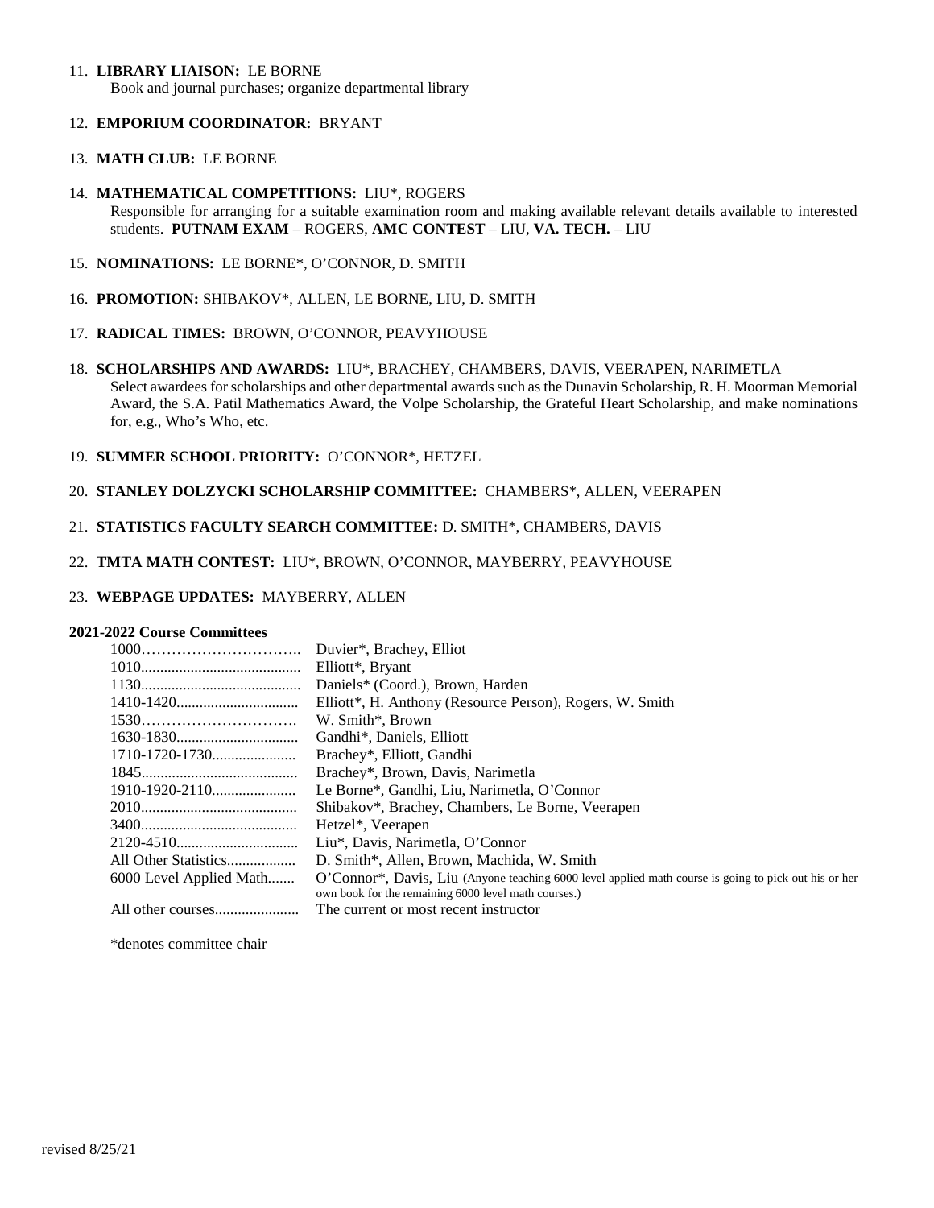11. **LIBRARY LIAISON:** LE BORNE
    Book and journal purchases; organize departmental library

12. **EMPORIUM COORDINATOR:** BRYANT

13. **MATH CLUB:** LE BORNE

14. **MATHEMATICAL COMPETITIONS:** LIU*, ROGERS
    Responsible for arranging for a suitable examination room and making available relevant details available to interested students. **PUTNAM EXAM** – ROGERS, **AMC CONTEST** – LIU, **VA. TECH.** – LIU

15. **NOMINATIONS:** LE BORNE*, O'CONNOR, D. SMITH

16. **PROMOTION:** SHIBAKOV*, ALLEN, LE BORNE, LIU, D. SMITH

17. **RADICAL TIMES:** BROWN, O'CONNOR, PEAVYHOUSE

18. **SCHOLARSHIPS AND AWARDS:** LIU*, BRACHEY, CHAMBERS, DAVIS, VEERAPEN, NARIMETLA
    Select awardees for scholarships and other departmental awards such as the Dunavin Scholarship, R. H. Moorman Memorial Award, the S.A. Patil Mathematics Award, the Volpe Scholarship, the Grateful Heart Scholarship, and make nominations for, e.g., Who's Who, etc.

19. **SUMMER SCHOOL PRIORITY:** O'CONNOR*, HETZEL

20. **STANLEY DOLZYCKI SCHOLARSHIP COMMITTEE:** CHAMBERS*, ALLEN, VEERAPEN

21. **STATISTICS FACULTY SEARCH COMMITTEE:** D. SMITH*, CHAMBERS, DAVIS

22. **TMTA MATH CONTEST:** LIU*, BROWN, O'CONNOR, MAYBERRY, PEAVYHOUSE

23. **WEBPAGE UPDATES:** MAYBERRY, ALLEN

**2021-2022 Course Committees**

| | |
|---|---|
| 1000 | Duvier*, Brachey, Elliot |
| 1010 | Elliott*, Bryant |
| 1130 | Daniels* (Coord.), Brown, Harden |
| 1410-1420 | Elliott*, H. Anthony (Resource Person), Rogers, W. Smith |
| 1530 | W. Smith*, Brown |
| 1630-1830 | Gandhi*, Daniels, Elliott |
| 1710-1720-1730 | Brachey*, Elliott, Gandhi |
| 1845 | Brachey*, Brown, Davis, Narimetla |
| 1910-1920-2110 | Le Borne*, Gandhi, Liu, Narimetla, O'Connor |
| 2010 | Shibakov*, Brachey, Chambers, Le Borne, Veerapen |
| 3400 | Hetzel*, Veerapen |
| 2120-4510 | Liu*, Davis, Narimetla, O'Connor |
| All Other Statistics | D. Smith*, Allen, Brown, Machida, W. Smith |
| 6000 Level Applied Math | O'Connor*, Davis, Liu (Anyone teaching 6000 level applied math course is going to pick out his or her own book for the remaining 6000 level math courses.) |
| All other courses | The current or most recent instructor |

*denotes committee chair

revised 8/25/21